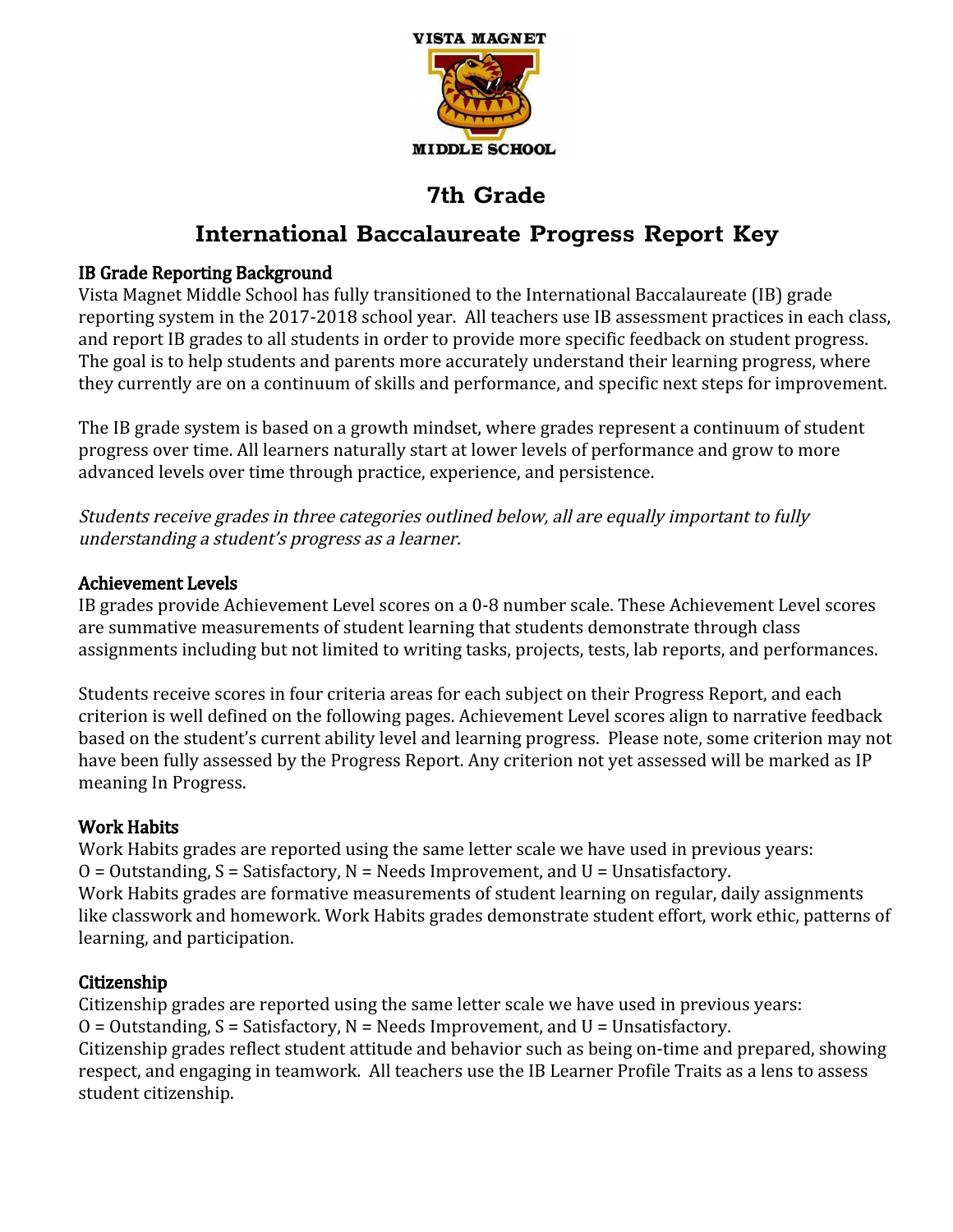VISTA MAGNET

MIDDLE SCHOOL

# 7th Grade

# International Baccalaureate Progress Report Key

### IB Grade Reporting Background

Vista Magnet Middle School has fully transitioned to the International Baccalaureate (IB) grade reporting system in the 2017-2018 school year. All teachers use IB assessment practices in each class, and report IB grades to all students in order to provide more specific feedback on student progress. The goal is to help students and parents more accurately understand their learning progress, where they currently are on a continuum of skills and performance, and specific next steps for improvement.

The IB grade system is based on a growth mindset, where grades represent a continuum of student progress over time. All learners naturally start at lower levels of performance and grow to more advanced levels over time through practice, experience, and persistence.

*Students receive grades in three categories outlined below, all are equally important to fully understanding a student's progress as a learner.*

### Achievement Levels

IB grades provide Achievement Level scores on a 0-8 number scale. These Achievement Level scores are summative measurements of student learning that students demonstrate through class assignments including but not limited to writing tasks, projects, tests, lab reports, and performances.

Students receive scores in four criteria areas for each subject on their Progress Report, and each criterion is well defined on the following pages. Achievement Level scores align to narrative feedback based on the student's current ability level and learning progress. Please note, some criterion may not have been fully assessed by the Progress Report. Any criterion not yet assessed will be marked as IP meaning In Progress.

### Work Habits

Work Habits grades are reported using the same letter scale we have used in previous years:
O = Outstanding, S = Satisfactory, N = Needs Improvement, and U = Unsatisfactory.
Work Habits grades are formative measurements of student learning on regular, daily assignments like classwork and homework. Work Habits grades demonstrate student effort, work ethic, patterns of learning, and participation.

### Citizenship

Citizenship grades are reported using the same letter scale we have used in previous years:
O = Outstanding, S = Satisfactory, N = Needs Improvement, and U = Unsatisfactory.
Citizenship grades reflect student attitude and behavior such as being on-time and prepared, showing respect, and engaging in teamwork. All teachers use the IB Learner Profile Traits as a lens to assess student citizenship.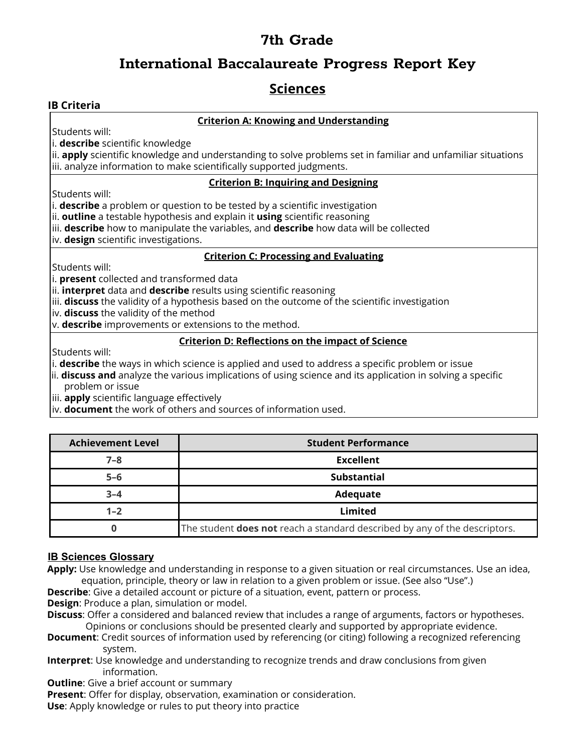# 7th Grade

# International Baccalaureate Progress Report Key

## Sciences

### IB Criteria

**Criterion A: Knowing and Understanding**

Students will:
i. **describe** scientific knowledge
ii. **apply** scientific knowledge and understanding to solve problems set in familiar and unfamiliar situations
iii. analyze information to make scientifically supported judgments.

**Criterion B: Inquiring and Designing**

Students will:
i. **describe** a problem or question to be tested by a scientific investigation
ii. **outline** a testable hypothesis and explain it **using** scientific reasoning
iii. **describe** how to manipulate the variables, and **describe** how data will be collected
iv. **design** scientific investigations.

**Criterion C: Processing and Evaluating**

Students will:
i. **present** collected and transformed data
ii. **interpret** data and **describe** results using scientific reasoning
iii. **discuss** the validity of a hypothesis based on the outcome of the scientific investigation
iv. **discuss** the validity of the method
v. **describe** improvements or extensions to the method.

**Criterion D: Reflections on the impact of Science**

Students will:
i. **describe** the ways in which science is applied and used to address a specific problem or issue
ii. **discuss and** analyze the various implications of using science and its application in solving a specific problem or issue
iii. **apply** scientific language effectively
iv. **document** the work of others and sources of information used.

| Achievement Level | Student Performance |
|---|---|
| 7–8 | **Excellent** |
| 5–6 | **Substantial** |
| 3–4 | **Adequate** |
| 1–2 | **Limited** |
| 0 | The student **does not** reach a standard described by any of the descriptors. |

### IB Sciences Glossary

**Apply:** Use knowledge and understanding in response to a given situation or real circumstances. Use an idea, equation, principle, theory or law in relation to a given problem or issue. (See also "Use".)
**Describe**: Give a detailed account or picture of a situation, event, pattern or process.
**Design**: Produce a plan, simulation or model.
**Discuss**: Offer a considered and balanced review that includes a range of arguments, factors or hypotheses. Opinions or conclusions should be presented clearly and supported by appropriate evidence.
**Document**: Credit sources of information used by referencing (or citing) following a recognized referencing system.
**Interpret**: Use knowledge and understanding to recognize trends and draw conclusions from given information.
**Outline**: Give a brief account or summary
**Present**: Offer for display, observation, examination or consideration.
**Use**: Apply knowledge or rules to put theory into practice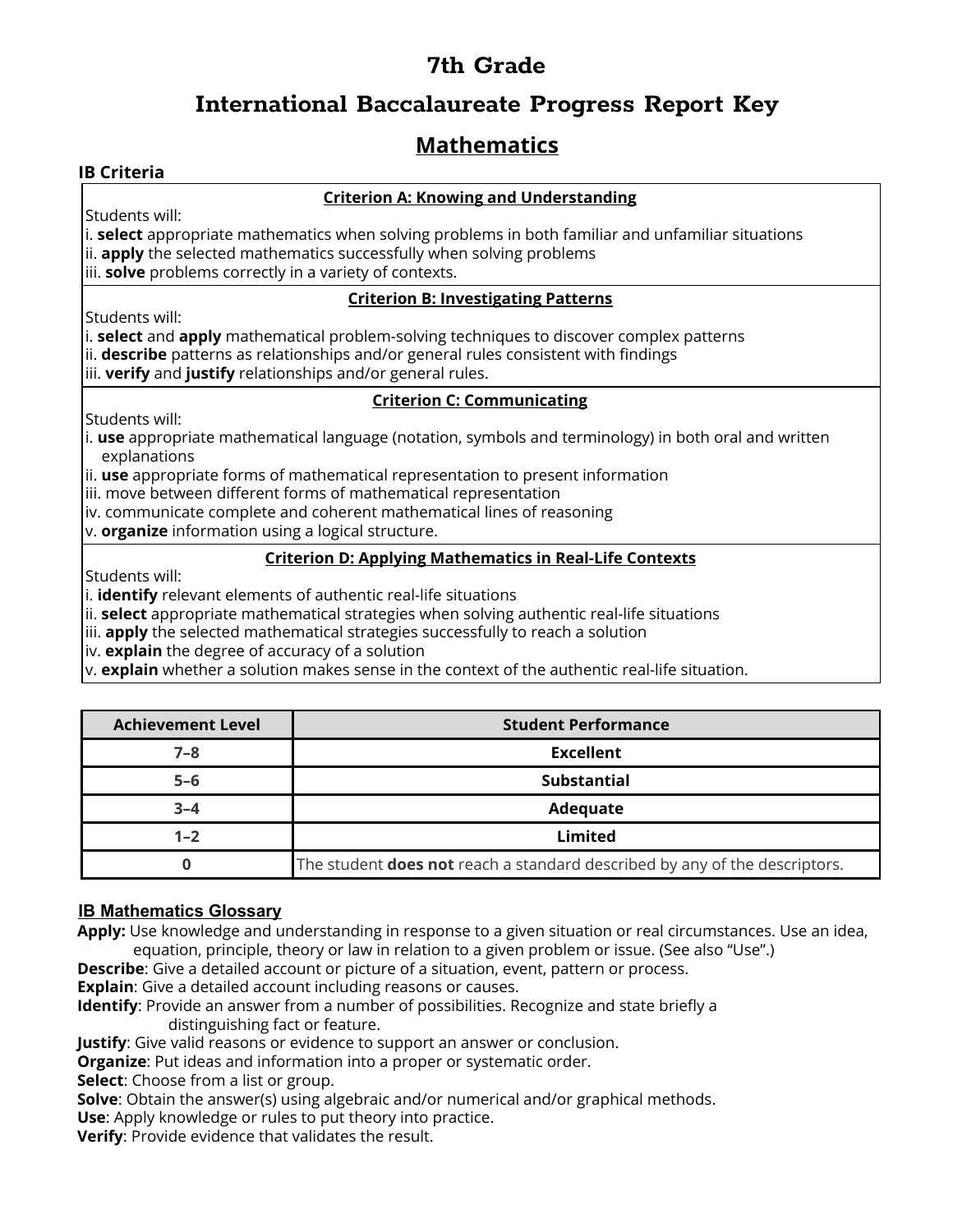# 7th Grade

# International Baccalaureate Progress Report Key

## Mathematics

**IB Criteria**

**Criterion A: Knowing and Understanding**

Students will:
i. **select** appropriate mathematics when solving problems in both familiar and unfamiliar situations
ii. **apply** the selected mathematics successfully when solving problems
iii. **solve** problems correctly in a variety of contexts.

**Criterion B: Investigating Patterns**

Students will:
i. **select** and **apply** mathematical problem-solving techniques to discover complex patterns
ii. **describe** patterns as relationships and/or general rules consistent with findings
iii. **verify** and **justify** relationships and/or general rules.

**Criterion C: Communicating**

Students will:
i. **use** appropriate mathematical language (notation, symbols and terminology) in both oral and written explanations
ii. **use** appropriate forms of mathematical representation to present information
iii. move between different forms of mathematical representation
iv. communicate complete and coherent mathematical lines of reasoning
v. **organize** information using a logical structure.

**Criterion D: Applying Mathematics in Real-Life Contexts**

Students will:
i. **identify** relevant elements of authentic real-life situations
ii. **select** appropriate mathematical strategies when solving authentic real-life situations
iii. **apply** the selected mathematical strategies successfully to reach a solution
iv. **explain** the degree of accuracy of a solution
v. **explain** whether a solution makes sense in the context of the authentic real-life situation.

| Achievement Level | Student Performance |
|---|---|
| 7–8 | **Excellent** |
| 5–6 | **Substantial** |
| 3–4 | **Adequate** |
| 1–2 | **Limited** |
| 0 | The student **does not** reach a standard described by any of the descriptors. |

### IB Mathematics Glossary

**Apply:** Use knowledge and understanding in response to a given situation or real circumstances. Use an idea, equation, principle, theory or law in relation to a given problem or issue. (See also "Use".)
**Describe**: Give a detailed account or picture of a situation, event, pattern or process.
**Explain**: Give a detailed account including reasons or causes.
**Identify**: Provide an answer from a number of possibilities. Recognize and state briefly a distinguishing fact or feature.
**Justify**: Give valid reasons or evidence to support an answer or conclusion.
**Organize**: Put ideas and information into a proper or systematic order.
**Select**: Choose from a list or group.
**Solve**: Obtain the answer(s) using algebraic and/or numerical and/or graphical methods.
**Use**: Apply knowledge or rules to put theory into practice.
**Verify**: Provide evidence that validates the result.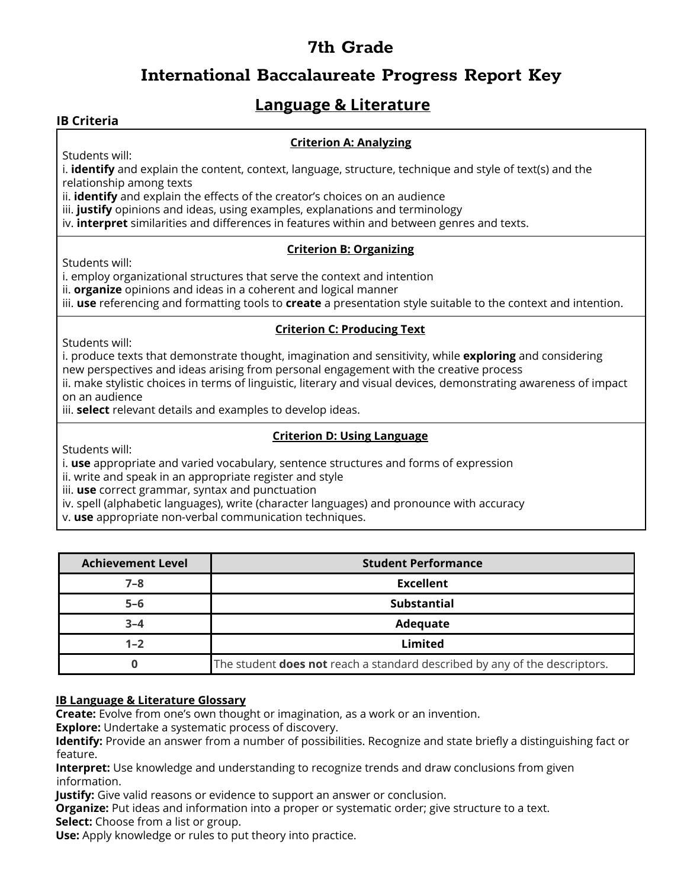# 7th Grade

# International Baccalaureate Progress Report Key

## Language & Literature

**IB Criteria**

**Criterion A: Analyzing**

Students will:

i. **identify** and explain the content, context, language, structure, technique and style of text(s) and the relationship among texts

ii. **identify** and explain the effects of the creator's choices on an audience

iii. **justify** opinions and ideas, using examples, explanations and terminology

iv. **interpret** similarities and differences in features within and between genres and texts.

**Criterion B: Organizing**

Students will:

i. employ organizational structures that serve the context and intention

ii. **organize** opinions and ideas in a coherent and logical manner

iii. **use** referencing and formatting tools to **create** a presentation style suitable to the context and intention.

**Criterion C: Producing Text**

Students will:

i. produce texts that demonstrate thought, imagination and sensitivity, while **exploring** and considering new perspectives and ideas arising from personal engagement with the creative process

ii. make stylistic choices in terms of linguistic, literary and visual devices, demonstrating awareness of impact on an audience

iii. **select** relevant details and examples to develop ideas.

**Criterion D: Using Language**

Students will:

i. **use** appropriate and varied vocabulary, sentence structures and forms of expression

ii. write and speak in an appropriate register and style

iii. **use** correct grammar, syntax and punctuation

iv. spell (alphabetic languages), write (character languages) and pronounce with accuracy

v. **use** appropriate non-verbal communication techniques.

| Achievement Level | Student Performance |
|---|---|
| 7–8 | **Excellent** |
| 5–6 | **Substantial** |
| 3–4 | **Adequate** |
| 1–2 | **Limited** |
| 0 | The student **does not** reach a standard described by any of the descriptors. |

**IB Language & Literature Glossary**

**Create:** Evolve from one's own thought or imagination, as a work or an invention.
**Explore:** Undertake a systematic process of discovery.
**Identify:** Provide an answer from a number of possibilities. Recognize and state briefly a distinguishing fact or feature.
**Interpret:** Use knowledge and understanding to recognize trends and draw conclusions from given information.
**Justify:** Give valid reasons or evidence to support an answer or conclusion.
**Organize:** Put ideas and information into a proper or systematic order; give structure to a text.
**Select:** Choose from a list or group.
**Use:** Apply knowledge or rules to put theory into practice.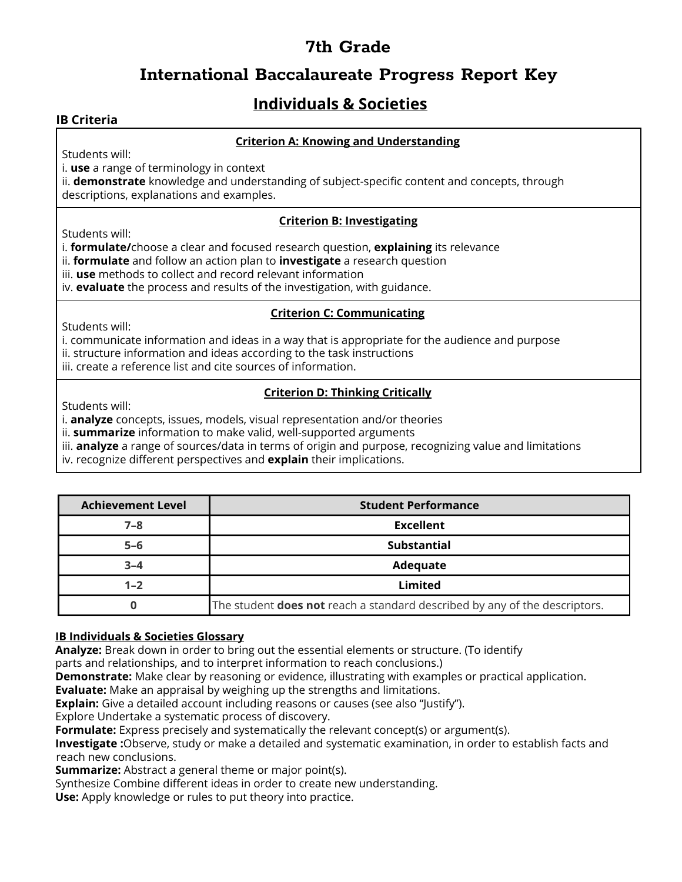# 7th Grade

# International Baccalaureate Progress Report Key

## Individuals & Societies

**IB Criteria**

**Criterion A: Knowing and Understanding**

Students will:
i. **use** a range of terminology in context
ii. **demonstrate** knowledge and understanding of subject-specific content and concepts, through descriptions, explanations and examples.

**Criterion B: Investigating**

Students will:
i. **formulate/**choose a clear and focused research question, **explaining** its relevance
ii. **formulate** and follow an action plan to **investigate** a research question
iii. **use** methods to collect and record relevant information
iv. **evaluate** the process and results of the investigation, with guidance.

**Criterion C: Communicating**

Students will:
i. communicate information and ideas in a way that is appropriate for the audience and purpose
ii. structure information and ideas according to the task instructions
iii. create a reference list and cite sources of information.

**Criterion D: Thinking Critically**

Students will:
i. **analyze** concepts, issues, models, visual representation and/or theories
ii. **summarize** information to make valid, well-supported arguments
iii. **analyze** a range of sources/data in terms of origin and purpose, recognizing value and limitations
iv. recognize different perspectives and **explain** their implications.

| Achievement Level | Student Performance |
|---|---|
| 7–8 | **Excellent** |
| 5–6 | **Substantial** |
| 3–4 | **Adequate** |
| 1–2 | **Limited** |
| 0 | The student **does not** reach a standard described by any of the descriptors. |

**IB Individuals & Societies Glossary**

**Analyze:** Break down in order to bring out the essential elements or structure. (To identify parts and relationships, and to interpret information to reach conclusions.)
**Demonstrate:** Make clear by reasoning or evidence, illustrating with examples or practical application.
**Evaluate:** Make an appraisal by weighing up the strengths and limitations.
**Explain:** Give a detailed account including reasons or causes (see also "Justify").
Explore Undertake a systematic process of discovery.
**Formulate:** Express precisely and systematically the relevant concept(s) or argument(s).
**Investigate :**Observe, study or make a detailed and systematic examination, in order to establish facts and reach new conclusions.
**Summarize:** Abstract a general theme or major point(s).
Synthesize Combine different ideas in order to create new understanding.
**Use:** Apply knowledge or rules to put theory into practice.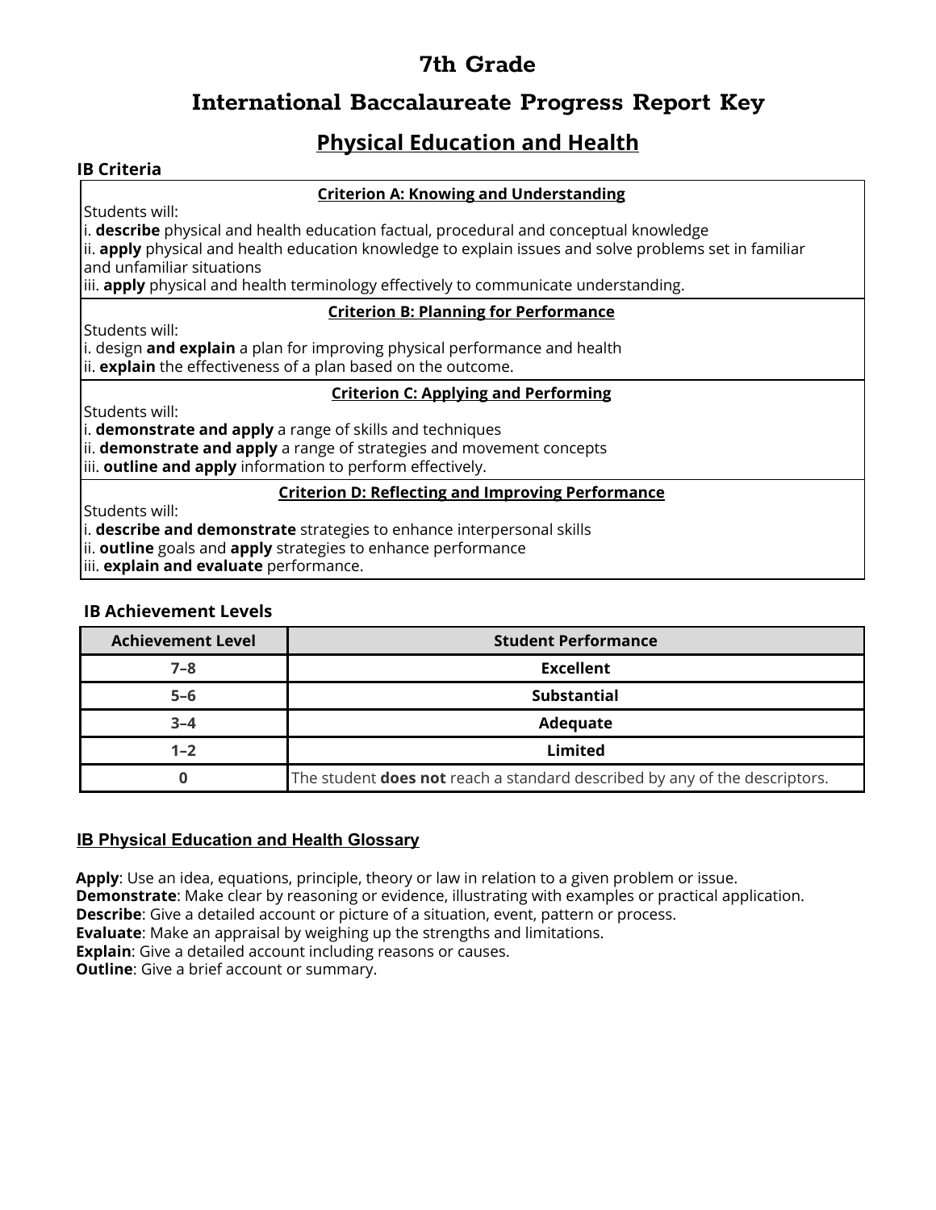# 7th Grade

# International Baccalaureate Progress Report Key

## Physical Education and Health

### IB Criteria

**Criterion A: Knowing and Understanding**

Students will:
i. **describe** physical and health education factual, procedural and conceptual knowledge
ii. **apply** physical and health education knowledge to explain issues and solve problems set in familiar and unfamiliar situations
iii. **apply** physical and health terminology effectively to communicate understanding.

**Criterion B: Planning for Performance**

Students will:
i. design **and explain** a plan for improving physical performance and health
ii. **explain** the effectiveness of a plan based on the outcome.

**Criterion C: Applying and Performing**

Students will:
i. **demonstrate and apply** a range of skills and techniques
ii. **demonstrate and apply** a range of strategies and movement concepts
iii. **outline and apply** information to perform effectively.

**Criterion D: Reflecting and Improving Performance**

Students will:
i. **describe and demonstrate** strategies to enhance interpersonal skills
ii. **outline** goals and **apply** strategies to enhance performance
iii. **explain and evaluate** performance.

### IB Achievement Levels

| Achievement Level | Student Performance |
|---|---|
| 7–8 | **Excellent** |
| 5–6 | **Substantial** |
| 3–4 | **Adequate** |
| 1–2 | **Limited** |
| 0 | The student **does not** reach a standard described by any of the descriptors. |

### IB Physical Education and Health Glossary

**Apply**: Use an idea, equations, principle, theory or law in relation to a given problem or issue.
**Demonstrate**: Make clear by reasoning or evidence, illustrating with examples or practical application.
**Describe**: Give a detailed account or picture of a situation, event, pattern or process.
**Evaluate**: Make an appraisal by weighing up the strengths and limitations.
**Explain**: Give a detailed account including reasons or causes.
**Outline**: Give a brief account or summary.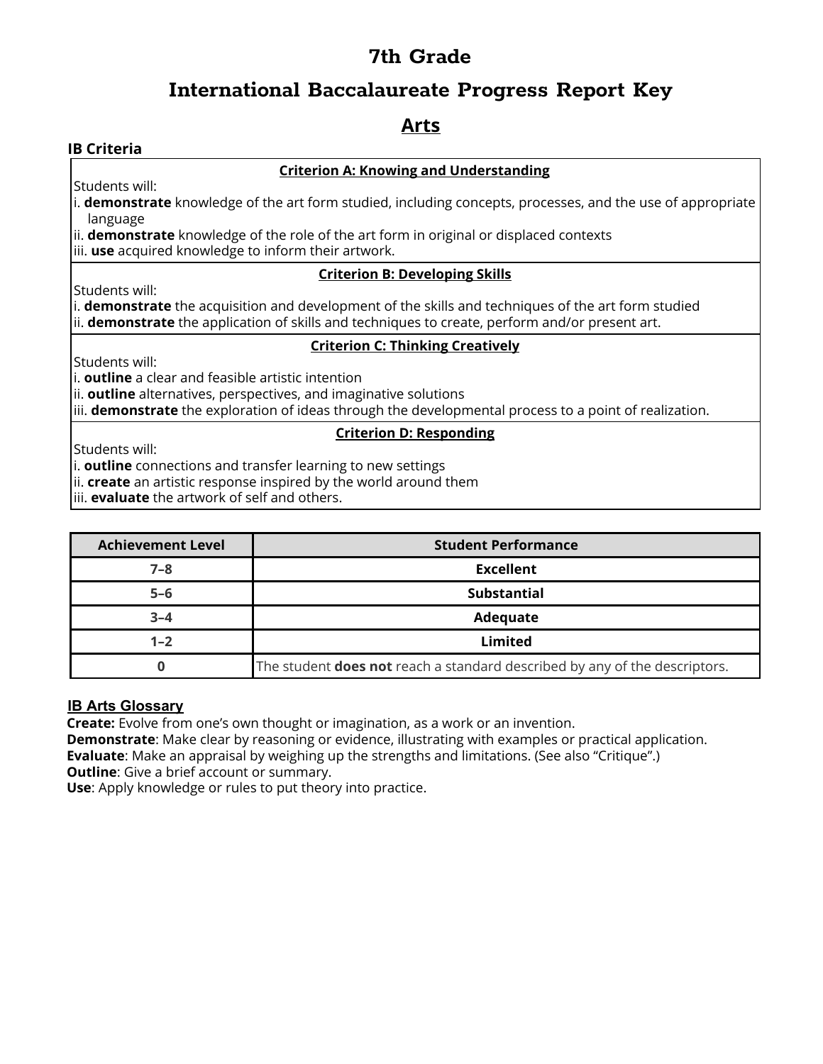# 7th Grade

# International Baccalaureate Progress Report Key

## Arts

**IB Criteria**

**Criterion A: Knowing and Understanding**

Students will:

i. **demonstrate** knowledge of the art form studied, including concepts, processes, and the use of appropriate language

ii. **demonstrate** knowledge of the role of the art form in original or displaced contexts

iii. **use** acquired knowledge to inform their artwork.

**Criterion B: Developing Skills**

Students will:

i. **demonstrate** the acquisition and development of the skills and techniques of the art form studied

ii. **demonstrate** the application of skills and techniques to create, perform and/or present art.

**Criterion C: Thinking Creatively**

Students will:

i. **outline** a clear and feasible artistic intention

ii. **outline** alternatives, perspectives, and imaginative solutions

iii. **demonstrate** the exploration of ideas through the developmental process to a point of realization.

**Criterion D: Responding**

Students will:

i. **outline** connections and transfer learning to new settings

ii. **create** an artistic response inspired by the world around them

iii. **evaluate** the artwork of self and others.

| Achievement Level | Student Performance |
|---|---|
| 7–8 | **Excellent** |
| 5–6 | **Substantial** |
| 3–4 | **Adequate** |
| 1–2 | **Limited** |
| 0 | The student **does not** reach a standard described by any of the descriptors. |

**IB Arts Glossary**

**Create:** Evolve from one's own thought or imagination, as a work or an invention.

**Demonstrate**: Make clear by reasoning or evidence, illustrating with examples or practical application.

**Evaluate**: Make an appraisal by weighing up the strengths and limitations. (See also "Critique".)

**Outline**: Give a brief account or summary.

**Use**: Apply knowledge or rules to put theory into practice.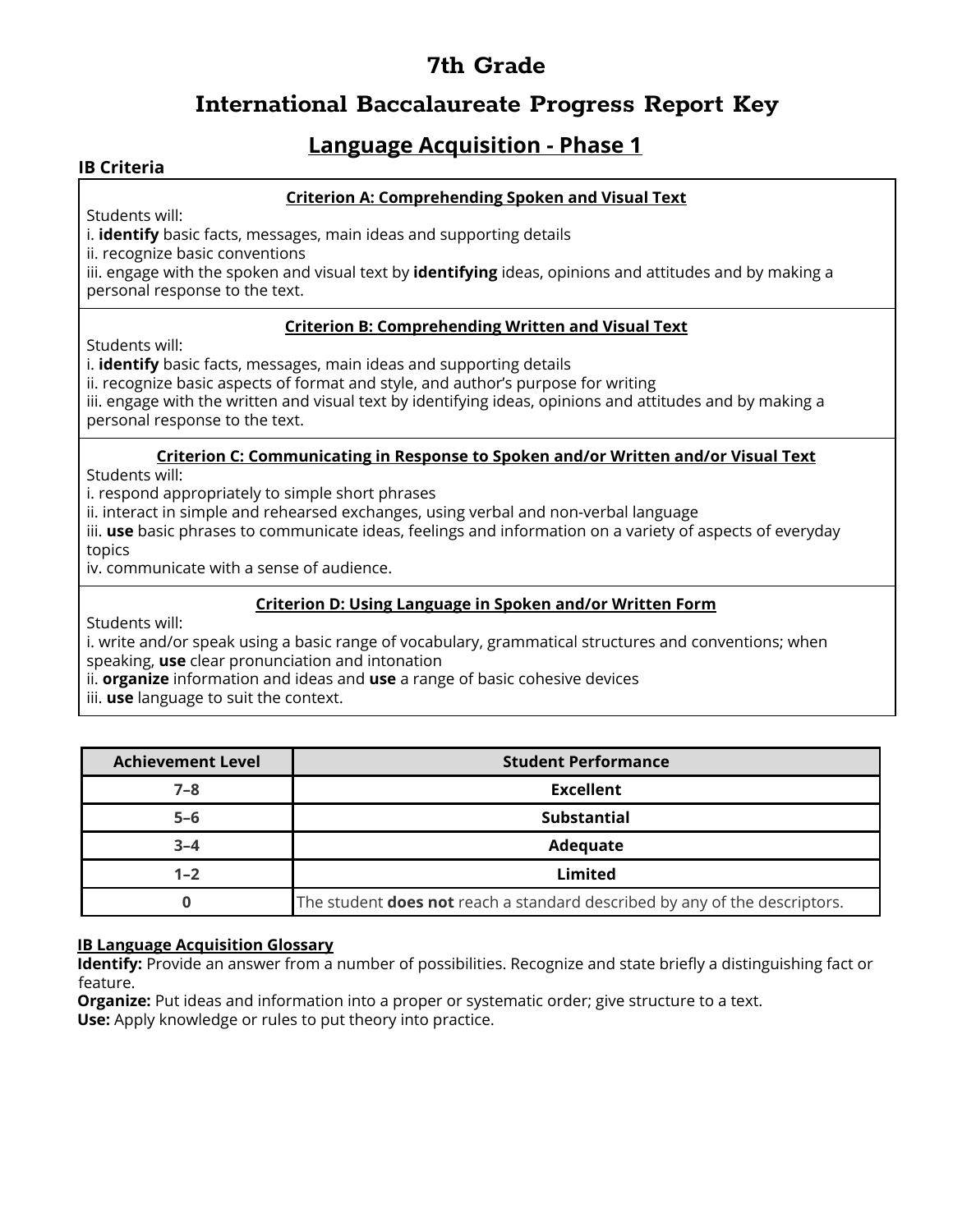# 7th Grade

# International Baccalaureate Progress Report Key

## Language Acquisition - Phase 1

**IB Criteria**

**Criterion A: Comprehending Spoken and Visual Text**

Students will:
i. **identify** basic facts, messages, main ideas and supporting details
ii. recognize basic conventions
iii. engage with the spoken and visual text by **identifying** ideas, opinions and attitudes and by making a personal response to the text.

**Criterion B: Comprehending Written and Visual Text**

Students will:
i. **identify** basic facts, messages, main ideas and supporting details
ii. recognize basic aspects of format and style, and author's purpose for writing
iii. engage with the written and visual text by identifying ideas, opinions and attitudes and by making a personal response to the text.

**Criterion C: Communicating in Response to Spoken and/or Written and/or Visual Text**

Students will:
i. respond appropriately to simple short phrases
ii. interact in simple and rehearsed exchanges, using verbal and non-verbal language
iii. **use** basic phrases to communicate ideas, feelings and information on a variety of aspects of everyday topics
iv. communicate with a sense of audience.

**Criterion D: Using Language in Spoken and/or Written Form**

Students will:
i. write and/or speak using a basic range of vocabulary, grammatical structures and conventions; when speaking, **use** clear pronunciation and intonation
ii. **organize** information and ideas and **use** a range of basic cohesive devices
iii. **use** language to suit the context.

| Achievement Level | Student Performance |
|---|---|
| 7–8 | **Excellent** |
| 5–6 | **Substantial** |
| 3–4 | **Adequate** |
| 1–2 | **Limited** |
| 0 | The student **does not** reach a standard described by any of the descriptors. |

**IB Language Acquisition Glossary**

**Identify:** Provide an answer from a number of possibilities. Recognize and state briefly a distinguishing fact or feature.
**Organize:** Put ideas and information into a proper or systematic order; give structure to a text.
**Use:** Apply knowledge or rules to put theory into practice.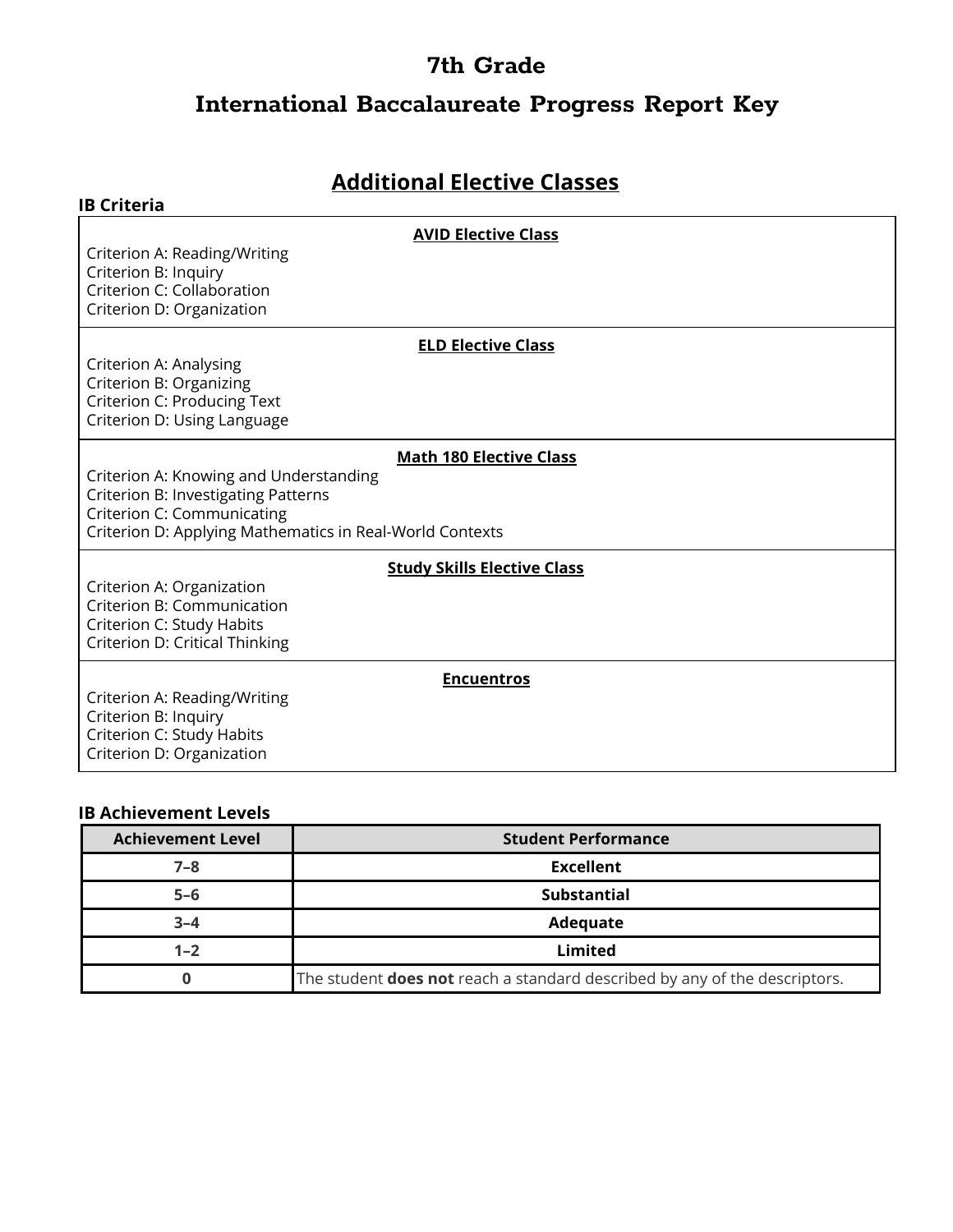# 7th Grade

# International Baccalaureate Progress Report Key

## Additional Elective Classes

**IB Criteria**

**AVID Elective Class**

Criterion A: Reading/Writing
Criterion B: Inquiry
Criterion C: Collaboration
Criterion D: Organization

**ELD Elective Class**

Criterion A: Analysing
Criterion B: Organizing
Criterion C: Producing Text
Criterion D: Using Language

**Math 180 Elective Class**

Criterion A: Knowing and Understanding
Criterion B: Investigating Patterns
Criterion C: Communicating
Criterion D: Applying Mathematics in Real-World Contexts

**Study Skills Elective Class**

Criterion A: Organization
Criterion B: Communication
Criterion C: Study Habits
Criterion D: Critical Thinking

**Encuentros**

Criterion A: Reading/Writing
Criterion B: Inquiry
Criterion C: Study Habits
Criterion D: Organization

**IB Achievement Levels**

| Achievement Level | Student Performance |
|---|---|
| 7–8 | Excellent |
| 5–6 | Substantial |
| 3–4 | Adequate |
| 1–2 | Limited |
| 0 | The student **does not** reach a standard described by any of the descriptors. |